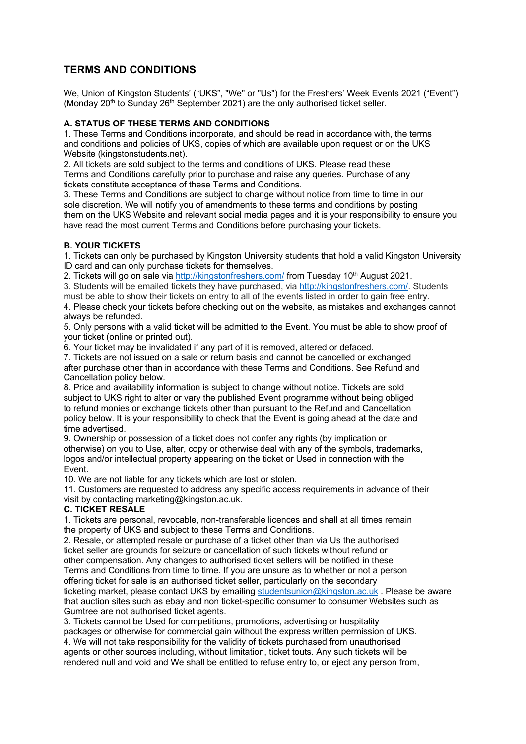# TERMS AND CONDITIONS

We, Union of Kingston Students' ("UKS", "We" or "Us") for the Freshers' Week Events 2021 ("Event") (Monday 20th to Sunday 26th September 2021) are the only authorised ticket seller.

### A. STATUS OF THESE TERMS AND CONDITIONS

1. These Terms and Conditions incorporate, and should be read in accordance with, the terms and conditions and policies of UKS, copies of which are available upon request or on the UKS Website (kingstonstudents.net).
2. All tickets are sold subject to the terms and conditions of UKS. Please read these Terms and Conditions carefully prior to purchase and raise any queries. Purchase of any tickets constitute acceptance of these Terms and Conditions.
3. These Terms and Conditions are subject to change without notice from time to time in our sole discretion. We will notify you of amendments to these terms and conditions by posting them on the UKS Website and relevant social media pages and it is your responsibility to ensure you have read the most current Terms and Conditions before purchasing your tickets.

### B. YOUR TICKETS

1. Tickets can only be purchased by Kingston University students that hold a valid Kingston University ID card and can only purchase tickets for themselves.
2. Tickets will go on sale via http://kingstonfreshers.com/ from Tuesday 10th August 2021.
3. Students will be emailed tickets they have purchased, via http://kingstonfreshers.com/. Students must be able to show their tickets on entry to all of the events listed in order to gain free entry.
4. Please check your tickets before checking out on the website, as mistakes and exchanges cannot always be refunded.
5. Only persons with a valid ticket will be admitted to the Event. You must be able to show proof of your ticket (online or printed out).
6. Your ticket may be invalidated if any part of it is removed, altered or defaced.
7. Tickets are not issued on a sale or return basis and cannot be cancelled or exchanged after purchase other than in accordance with these Terms and Conditions. See Refund and Cancellation policy below.
8. Price and availability information is subject to change without notice. Tickets are sold subject to UKS right to alter or vary the published Event programme without being obliged to refund monies or exchange tickets other than pursuant to the Refund and Cancellation policy below. It is your responsibility to check that the Event is going ahead at the date and time advertised.
9. Ownership or possession of a ticket does not confer any rights (by implication or otherwise) on you to Use, alter, copy or otherwise deal with any of the symbols, trademarks, logos and/or intellectual property appearing on the ticket or Used in connection with the Event.
10. We are not liable for any tickets which are lost or stolen.
11. Customers are requested to address any specific access requirements in advance of their visit by contacting marketing@kingston.ac.uk.

### C. TICKET RESALE

1. Tickets are personal, revocable, non-transferable licences and shall at all times remain the property of UKS and subject to these Terms and Conditions.
2. Resale, or attempted resale or purchase of a ticket other than via Us the authorised ticket seller are grounds for seizure or cancellation of such tickets without refund or other compensation. Any changes to authorised ticket sellers will be notified in these Terms and Conditions from time to time. If you are unsure as to whether or not a person offering ticket for sale is an authorised ticket seller, particularly on the secondary ticketing market, please contact UKS by emailing studentsunion@kingston.ac.uk . Please be aware that auction sites such as ebay and non ticket-specific consumer to consumer Websites such as Gumtree are not authorised ticket agents.
3. Tickets cannot be Used for competitions, promotions, advertising or hospitality packages or otherwise for commercial gain without the express written permission of UKS.
4. We will not take responsibility for the validity of tickets purchased from unauthorised agents or other sources including, without limitation, ticket touts. Any such tickets will be rendered null and void and We shall be entitled to refuse entry to, or eject any person from,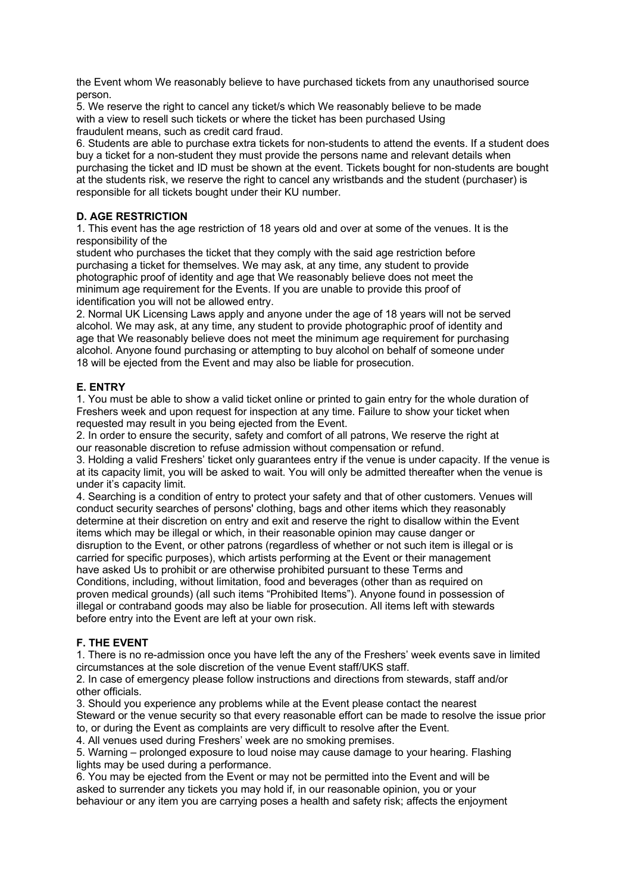the Event whom We reasonably believe to have purchased tickets from any unauthorised source person.

5. We reserve the right to cancel any ticket/s which We reasonably believe to be made with a view to resell such tickets or where the ticket has been purchased Using fraudulent means, such as credit card fraud.

6. Students are able to purchase extra tickets for non-students to attend the events. If a student does buy a ticket for a non-student they must provide the persons name and relevant details when purchasing the ticket and ID must be shown at the event. Tickets bought for non-students are bought at the students risk, we reserve the right to cancel any wristbands and the student (purchaser) is responsible for all tickets bought under their KU number.

**D. AGE RESTRICTION**

1. This event has the age restriction of 18 years old and over at some of the venues. It is the responsibility of the student who purchases the ticket that they comply with the said age restriction before purchasing a ticket for themselves. We may ask, at any time, any student to provide photographic proof of identity and age that We reasonably believe does not meet the minimum age requirement for the Events. If you are unable to provide this proof of identification you will not be allowed entry.

2. Normal UK Licensing Laws apply and anyone under the age of 18 years will not be served alcohol. We may ask, at any time, any student to provide photographic proof of identity and age that We reasonably believe does not meet the minimum age requirement for purchasing alcohol. Anyone found purchasing or attempting to buy alcohol on behalf of someone under 18 will be ejected from the Event and may also be liable for prosecution.

**E. ENTRY**

1. You must be able to show a valid ticket online or printed to gain entry for the whole duration of Freshers week and upon request for inspection at any time. Failure to show your ticket when requested may result in you being ejected from the Event.

2. In order to ensure the security, safety and comfort of all patrons, We reserve the right at our reasonable discretion to refuse admission without compensation or refund.

3. Holding a valid Freshers' ticket only guarantees entry if the venue is under capacity. If the venue is at its capacity limit, you will be asked to wait. You will only be admitted thereafter when the venue is under it's capacity limit.

4. Searching is a condition of entry to protect your safety and that of other customers. Venues will conduct security searches of persons' clothing, bags and other items which they reasonably determine at their discretion on entry and exit and reserve the right to disallow within the Event items which may be illegal or which, in their reasonable opinion may cause danger or disruption to the Event, or other patrons (regardless of whether or not such item is illegal or is carried for specific purposes), which artists performing at the Event or their management have asked Us to prohibit or are otherwise prohibited pursuant to these Terms and Conditions, including, without limitation, food and beverages (other than as required on proven medical grounds) (all such items "Prohibited Items"). Anyone found in possession of illegal or contraband goods may also be liable for prosecution. All items left with stewards before entry into the Event are left at your own risk.

**F. THE EVENT**

1. There is no re-admission once you have left the any of the Freshers' week events save in limited circumstances at the sole discretion of the venue Event staff/UKS staff.

2. In case of emergency please follow instructions and directions from stewards, staff and/or other officials.

3. Should you experience any problems while at the Event please contact the nearest Steward or the venue security so that every reasonable effort can be made to resolve the issue prior to, or during the Event as complaints are very difficult to resolve after the Event.

4. All venues used during Freshers' week are no smoking premises.

5. Warning – prolonged exposure to loud noise may cause damage to your hearing. Flashing lights may be used during a performance.

6. You may be ejected from the Event or may not be permitted into the Event and will be asked to surrender any tickets you may hold if, in our reasonable opinion, you or your behaviour or any item you are carrying poses a health and safety risk; affects the enjoyment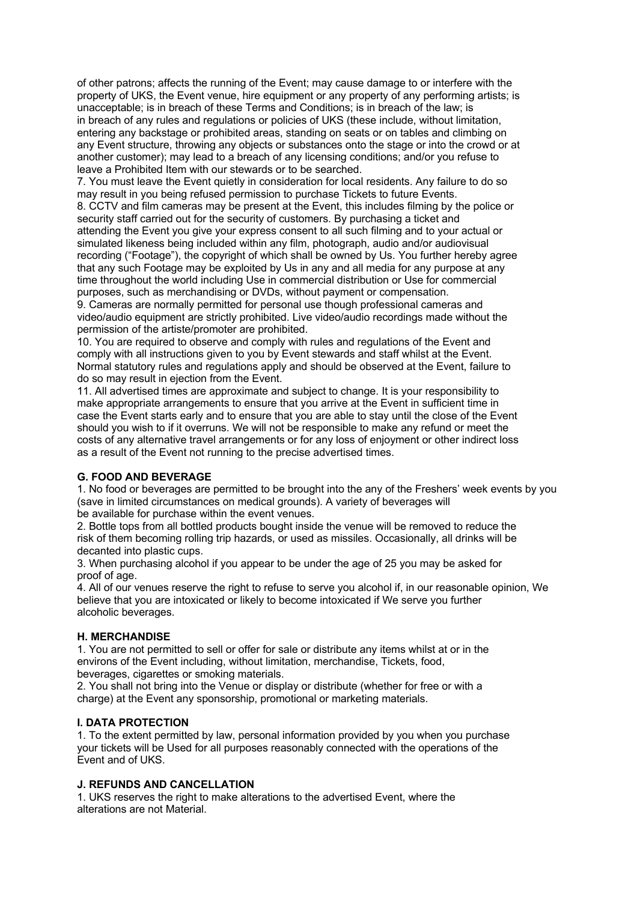of other patrons; affects the running of the Event; may cause damage to or interfere with the property of UKS, the Event venue, hire equipment or any property of any performing artists; is unacceptable; is in breach of these Terms and Conditions; is in breach of the law; is in breach of any rules and regulations or policies of UKS (these include, without limitation, entering any backstage or prohibited areas, standing on seats or on tables and climbing on any Event structure, throwing any objects or substances onto the stage or into the crowd or at another customer); may lead to a breach of any licensing conditions; and/or you refuse to leave a Prohibited Item with our stewards or to be searched.

7. You must leave the Event quietly in consideration for local residents. Any failure to do so may result in you being refused permission to purchase Tickets to future Events.

8. CCTV and film cameras may be present at the Event, this includes filming by the police or security staff carried out for the security of customers. By purchasing a ticket and attending the Event you give your express consent to all such filming and to your actual or simulated likeness being included within any film, photograph, audio and/or audiovisual recording ("Footage"), the copyright of which shall be owned by Us. You further hereby agree that any such Footage may be exploited by Us in any and all media for any purpose at any time throughout the world including Use in commercial distribution or Use for commercial purposes, such as merchandising or DVDs, without payment or compensation.

9. Cameras are normally permitted for personal use though professional cameras and video/audio equipment are strictly prohibited. Live video/audio recordings made without the permission of the artiste/promoter are prohibited.

10. You are required to observe and comply with rules and regulations of the Event and comply with all instructions given to you by Event stewards and staff whilst at the Event. Normal statutory rules and regulations apply and should be observed at the Event, failure to do so may result in ejection from the Event.

11. All advertised times are approximate and subject to change. It is your responsibility to make appropriate arrangements to ensure that you arrive at the Event in sufficient time in case the Event starts early and to ensure that you are able to stay until the close of the Event should you wish to if it overruns. We will not be responsible to make any refund or meet the costs of any alternative travel arrangements or for any loss of enjoyment or other indirect loss as a result of the Event not running to the precise advertised times.

**G. FOOD AND BEVERAGE**

1. No food or beverages are permitted to be brought into the any of the Freshers' week events by you (save in limited circumstances on medical grounds). A variety of beverages will be available for purchase within the event venues.

2. Bottle tops from all bottled products bought inside the venue will be removed to reduce the risk of them becoming rolling trip hazards, or used as missiles. Occasionally, all drinks will be decanted into plastic cups.

3. When purchasing alcohol if you appear to be under the age of 25 you may be asked for proof of age.

4. All of our venues reserve the right to refuse to serve you alcohol if, in our reasonable opinion, We believe that you are intoxicated or likely to become intoxicated if We serve you further alcoholic beverages.

**H. MERCHANDISE**

1. You are not permitted to sell or offer for sale or distribute any items whilst at or in the environs of the Event including, without limitation, merchandise, Tickets, food, beverages, cigarettes or smoking materials.

2. You shall not bring into the Venue or display or distribute (whether for free or with a charge) at the Event any sponsorship, promotional or marketing materials.

**I. DATA PROTECTION**

1. To the extent permitted by law, personal information provided by you when you purchase your tickets will be Used for all purposes reasonably connected with the operations of the Event and of UKS.

**J. REFUNDS AND CANCELLATION**

1. UKS reserves the right to make alterations to the advertised Event, where the alterations are not Material.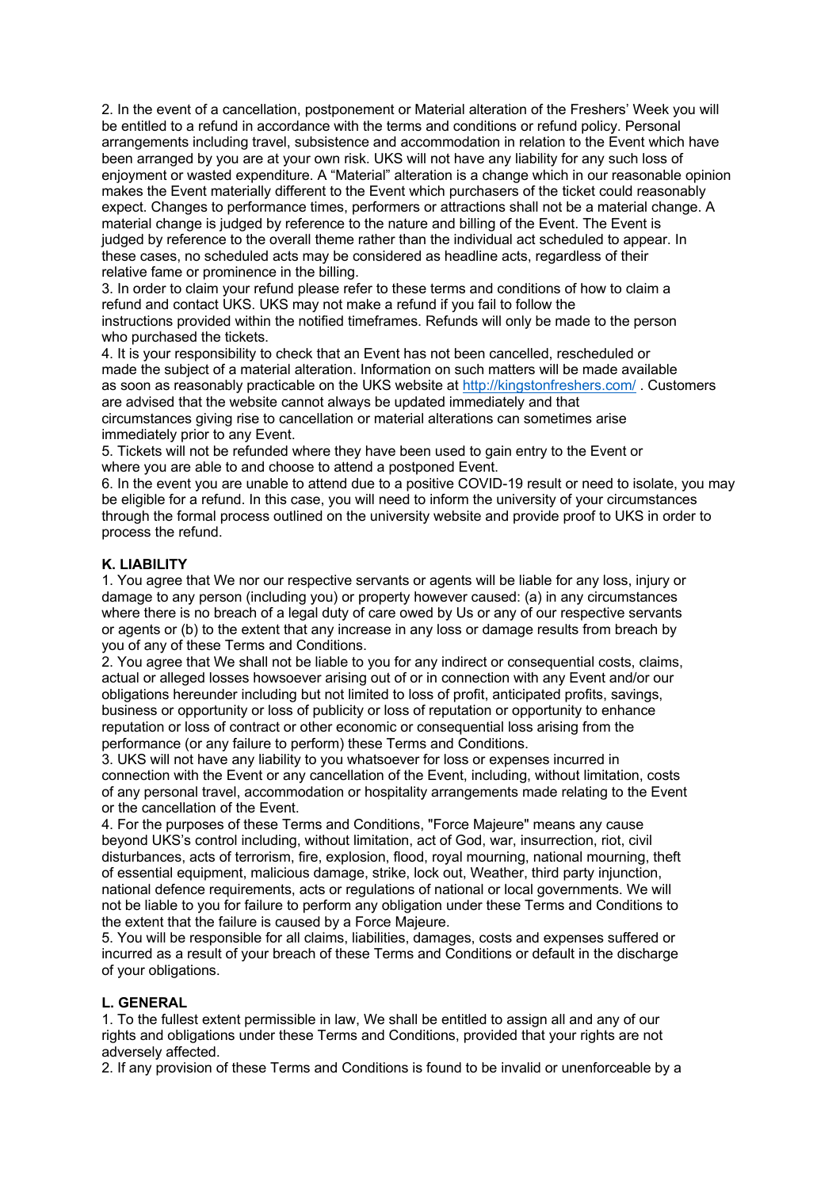2. In the event of a cancellation, postponement or Material alteration of the Freshers' Week you will be entitled to a refund in accordance with the terms and conditions or refund policy. Personal arrangements including travel, subsistence and accommodation in relation to the Event which have been arranged by you are at your own risk. UKS will not have any liability for any such loss of enjoyment or wasted expenditure. A "Material" alteration is a change which in our reasonable opinion makes the Event materially different to the Event which purchasers of the ticket could reasonably expect. Changes to performance times, performers or attractions shall not be a material change. A material change is judged by reference to the nature and billing of the Event. The Event is judged by reference to the overall theme rather than the individual act scheduled to appear. In these cases, no scheduled acts may be considered as headline acts, regardless of their relative fame or prominence in the billing.

3. In order to claim your refund please refer to these terms and conditions of how to claim a refund and contact UKS. UKS may not make a refund if you fail to follow the instructions provided within the notified timeframes. Refunds will only be made to the person who purchased the tickets.

4. It is your responsibility to check that an Event has not been cancelled, rescheduled or made the subject of a material alteration. Information on such matters will be made available as soon as reasonably practicable on the UKS website at http://kingstonfreshers.com/ . Customers are advised that the website cannot always be updated immediately and that circumstances giving rise to cancellation or material alterations can sometimes arise immediately prior to any Event.

5. Tickets will not be refunded where they have been used to gain entry to the Event or where you are able to and choose to attend a postponed Event.

6. In the event you are unable to attend due to a positive COVID-19 result or need to isolate, you may be eligible for a refund. In this case, you will need to inform the university of your circumstances through the formal process outlined on the university website and provide proof to UKS in order to process the refund.

**K. LIABILITY**

1. You agree that We nor our respective servants or agents will be liable for any loss, injury or damage to any person (including you) or property however caused: (a) in any circumstances where there is no breach of a legal duty of care owed by Us or any of our respective servants or agents or (b) to the extent that any increase in any loss or damage results from breach by you of any of these Terms and Conditions.

2. You agree that We shall not be liable to you for any indirect or consequential costs, claims, actual or alleged losses howsoever arising out of or in connection with any Event and/or our obligations hereunder including but not limited to loss of profit, anticipated profits, savings, business or opportunity or loss of publicity or loss of reputation or opportunity to enhance reputation or loss of contract or other economic or consequential loss arising from the performance (or any failure to perform) these Terms and Conditions.

3. UKS will not have any liability to you whatsoever for loss or expenses incurred in connection with the Event or any cancellation of the Event, including, without limitation, costs of any personal travel, accommodation or hospitality arrangements made relating to the Event or the cancellation of the Event.

4. For the purposes of these Terms and Conditions, "Force Majeure" means any cause beyond UKS's control including, without limitation, act of God, war, insurrection, riot, civil disturbances, acts of terrorism, fire, explosion, flood, royal mourning, national mourning, theft of essential equipment, malicious damage, strike, lock out, Weather, third party injunction, national defence requirements, acts or regulations of national or local governments. We will not be liable to you for failure to perform any obligation under these Terms and Conditions to the extent that the failure is caused by a Force Majeure.

5. You will be responsible for all claims, liabilities, damages, costs and expenses suffered or incurred as a result of your breach of these Terms and Conditions or default in the discharge of your obligations.

**L. GENERAL**

1. To the fullest extent permissible in law, We shall be entitled to assign all and any of our rights and obligations under these Terms and Conditions, provided that your rights are not adversely affected.

2. If any provision of these Terms and Conditions is found to be invalid or unenforceable by a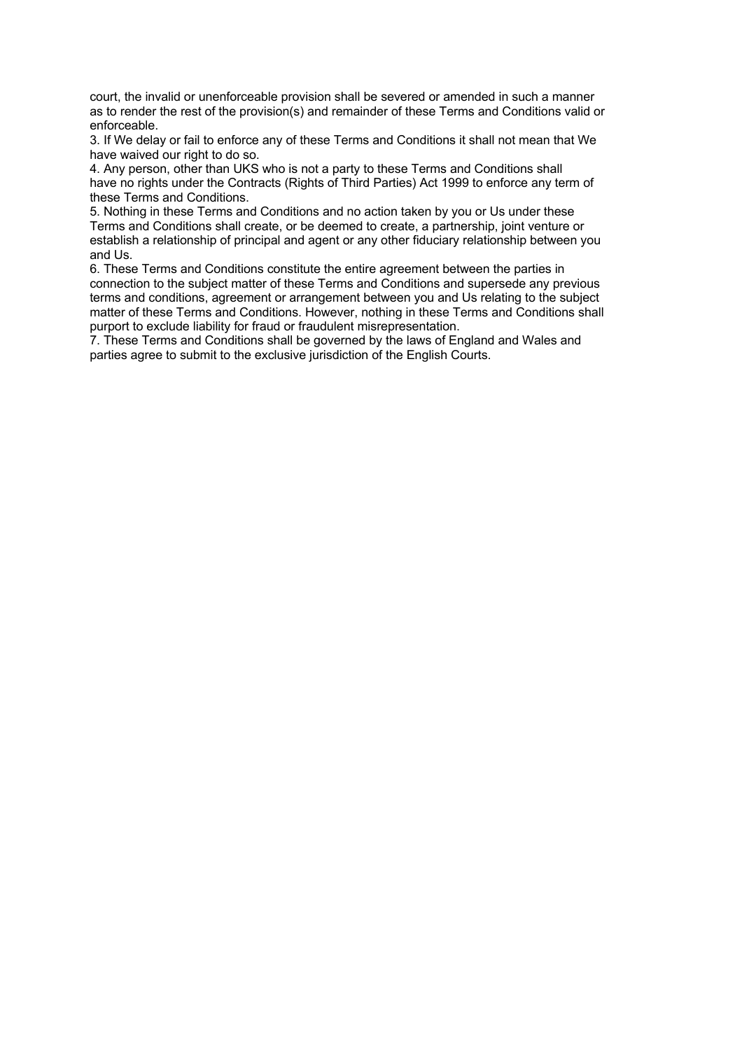court, the invalid or unenforceable provision shall be severed or amended in such a manner as to render the rest of the provision(s) and remainder of these Terms and Conditions valid or enforceable.

3. If We delay or fail to enforce any of these Terms and Conditions it shall not mean that We have waived our right to do so.

4. Any person, other than UKS who is not a party to these Terms and Conditions shall have no rights under the Contracts (Rights of Third Parties) Act 1999 to enforce any term of these Terms and Conditions.

5. Nothing in these Terms and Conditions and no action taken by you or Us under these Terms and Conditions shall create, or be deemed to create, a partnership, joint venture or establish a relationship of principal and agent or any other fiduciary relationship between you and Us.

6. These Terms and Conditions constitute the entire agreement between the parties in connection to the subject matter of these Terms and Conditions and supersede any previous terms and conditions, agreement or arrangement between you and Us relating to the subject matter of these Terms and Conditions. However, nothing in these Terms and Conditions shall purport to exclude liability for fraud or fraudulent misrepresentation.

7. These Terms and Conditions shall be governed by the laws of England and Wales and parties agree to submit to the exclusive jurisdiction of the English Courts.